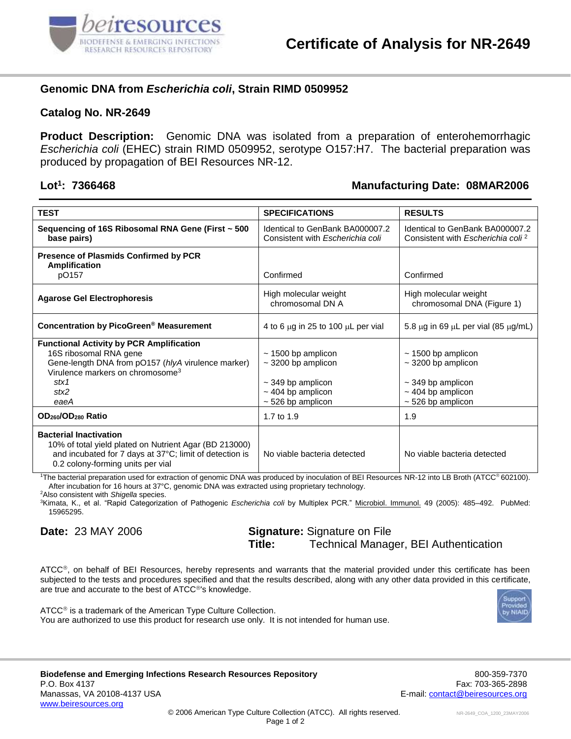# Certificate of Analysis for NR-2649

## Genomic DNA from *Escherichia coli*, Strain RIMD 0509952

## Catalog No. NR-2649

**Product Description:** Genomic DNA was isolated from a preparation of enterohemorrhagic *Escherichia coli* (EHEC) strain RIMD 0509952, serotype O157:H7. The bacterial preparation was produced by propagation of BEI Resources NR-12.

**Lot[1]: 7366468** **Manufacturing Date: 08MAR2006**

| TEST | SPECIFICATIONS | RESULTS |
|---|---|---|
| **Sequencing of 16S Ribosomal RNA Gene (First ~ 500 base pairs)** | Identical to GenBank BA000007.2 Consistent with *Escherichia coli* | Identical to GenBank BA000007.2 Consistent with *Escherichia coli* [2] |
| **Presence of Plasmids Confirmed by PCR Amplification** pO157 | Confirmed | Confirmed |
| **Agarose Gel Electrophoresis** | High molecular weight chromosomal DN A | High molecular weight chromosomal DNA (Figure 1) |
| **Concentration by PicoGreen® Measurement** | 4 to 6 µg in 25 to 100 µL per vial | 5.8 µg in 69 µL per vial (85 µg/mL) |
| **Functional Activity by PCR Amplification** | | |
| 16S ribosomal RNA gene | ~ 1500 bp amplicon | ~ 1500 bp amplicon |
| Gene-length DNA from pO157 (*hlyA* virulence marker) | ~ 3200 bp amplicon | ~ 3200 bp amplicon |
| Virulence markers on chromosome[3] | | |
| *stx1* | ~ 349 bp amplicon | ~ 349 bp amplicon |
| *stx2* | ~ 404 bp amplicon | ~ 404 bp amplicon |
| *eaeA* | ~ 526 bp amplicon | ~ 526 bp amplicon |
| **$OD_{260}/OD_{280}$ Ratio** | 1.7 to 1.9 | 1.9 |
| **Bacterial Inactivation** 10% of total yield plated on Nutrient Agar (BD 213000) and incubated for 7 days at 37°C; limit of detection is 0.2 colony-forming units per vial | No viable bacteria detected | No viable bacteria detected |

[1]The bacterial preparation used for extraction of genomic DNA was produced by inoculation of BEI Resources NR-12 into LB Broth (ATCC® 602100). After incubation for 16 hours at 37°C, genomic DNA was extracted using proprietary technology.
[2]Also consistent with *Shigella* species.
[3]Kimata, K., et al. "Rapid Categorization of Pathogenic *Escherichia coli* by Multiplex PCR." Microbiol. Immunol. 49 (2005): 485–492. PubMed: 15965295.

**Date:** 23 MAY 2006

**Signature:** Signature on File
**Title:** Technical Manager, BEI Authentication

ATCC®, on behalf of BEI Resources, hereby represents and warrants that the material provided under this certificate has been subjected to the tests and procedures specified and that the results described, along with any other data provided in this certificate, are true and accurate to the best of ATCC®'s knowledge.

ATCC® is a trademark of the American Type Culture Collection.
You are authorized to use this product for research use only. It is not intended for human use.

Support Provided by NIAID

**Biodefense and Emerging Infections Research Resources Repository**
P.O. Box 4137
Manassas, VA 20108-4137 USA
www.beiresources.org

800-359-7370
Fax: 703-365-2898
E-mail: contact@beiresources.org

© 2006 American Type Culture Collection (ATCC). All rights reserved.

NR-2649_COA_1200_23MAY2006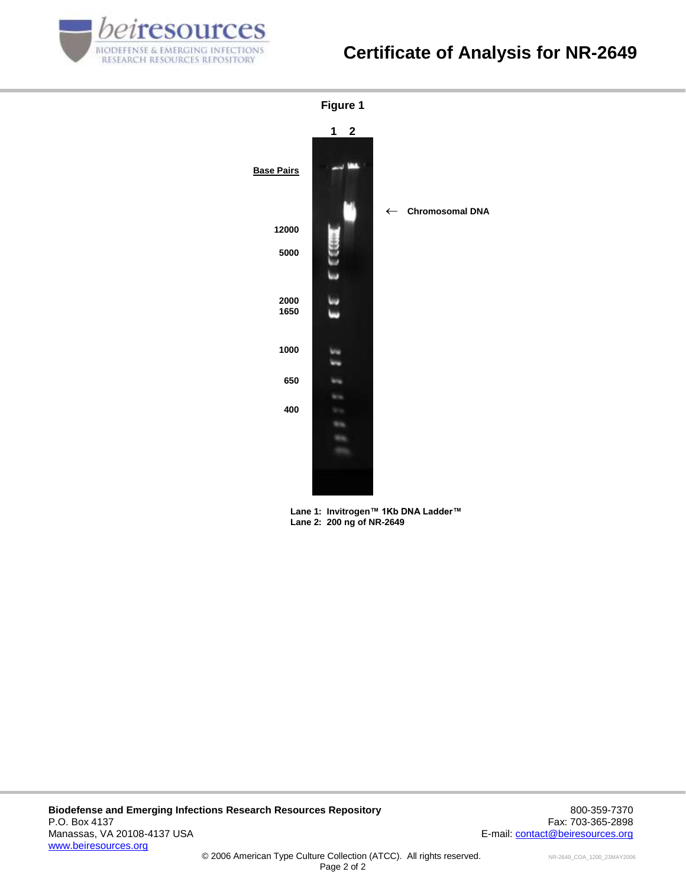**Figure 1**

1 2

Base Pairs

12000

5000

2000

1650

1000

650

400

← Chromosomal DNA

**Lane 1: Invitrogen™ 1Kb DNA Ladder™**
**Lane 2: 200 ng of NR-2649**

**Biodefense and Emerging Infections Research Resources Repository**
P.O. Box 4137
Manassas, VA 20108-4137 USA
www.beiresources.org

800-359-7370
Fax: 703-365-2898
E-mail: contact@beiresources.org

© 2006 American Type Culture Collection (ATCC). All rights reserved.